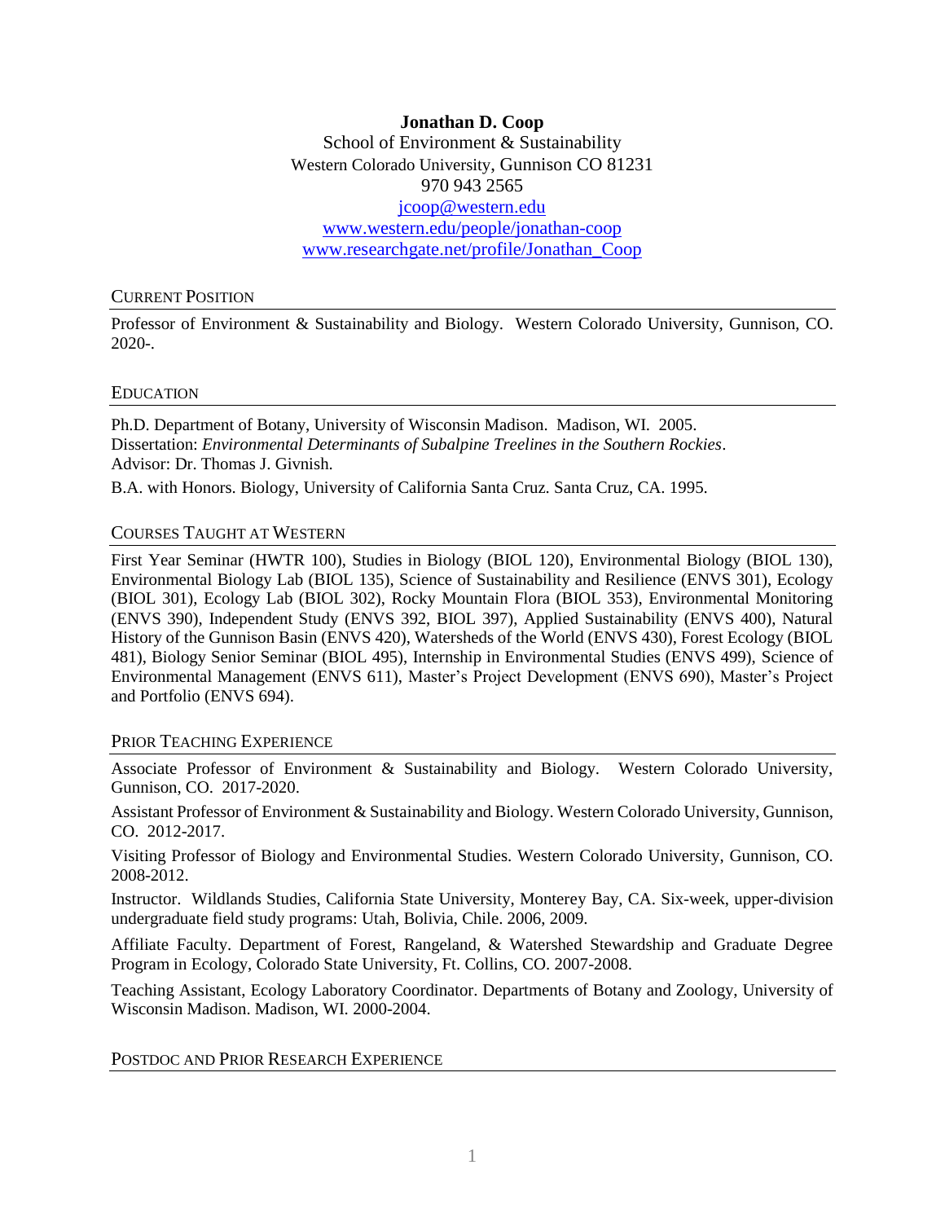# Jonathan D. Coop

School of Environment & Sustainability
Western Colorado University, Gunnison CO 81231
970 943 2565
jcoop@western.edu
www.western.edu/people/jonathan-coop
www.researchgate.net/profile/Jonathan_Coop

## Current Position

Professor of Environment & Sustainability and Biology. Western Colorado University, Gunnison, CO. 2020-.

## Education

Ph.D. Department of Botany, University of Wisconsin Madison. Madison, WI. 2005.
Dissertation: *Environmental Determinants of Subalpine Treelines in the Southern Rockies*.
Advisor: Dr. Thomas J. Givnish.

B.A. with Honors. Biology, University of California Santa Cruz. Santa Cruz, CA. 1995.

## Courses Taught at Western

First Year Seminar (HWTR 100), Studies in Biology (BIOL 120), Environmental Biology (BIOL 130), Environmental Biology Lab (BIOL 135), Science of Sustainability and Resilience (ENVS 301), Ecology (BIOL 301), Ecology Lab (BIOL 302), Rocky Mountain Flora (BIOL 353), Environmental Monitoring (ENVS 390), Independent Study (ENVS 392, BIOL 397), Applied Sustainability (ENVS 400), Natural History of the Gunnison Basin (ENVS 420), Watersheds of the World (ENVS 430), Forest Ecology (BIOL 481), Biology Senior Seminar (BIOL 495), Internship in Environmental Studies (ENVS 499), Science of Environmental Management (ENVS 611), Master's Project Development (ENVS 690), Master's Project and Portfolio (ENVS 694).

## Prior Teaching Experience

Associate Professor of Environment & Sustainability and Biology. Western Colorado University, Gunnison, CO. 2017-2020.

Assistant Professor of Environment & Sustainability and Biology. Western Colorado University, Gunnison, CO. 2012-2017.

Visiting Professor of Biology and Environmental Studies. Western Colorado University, Gunnison, CO. 2008-2012.

Instructor. Wildlands Studies, California State University, Monterey Bay, CA. Six-week, upper-division undergraduate field study programs: Utah, Bolivia, Chile. 2006, 2009.

Affiliate Faculty. Department of Forest, Rangeland, & Watershed Stewardship and Graduate Degree Program in Ecology, Colorado State University, Ft. Collins, CO. 2007-2008.

Teaching Assistant, Ecology Laboratory Coordinator. Departments of Botany and Zoology, University of Wisconsin Madison. Madison, WI. 2000-2004.

## Postdoc and Prior Research Experience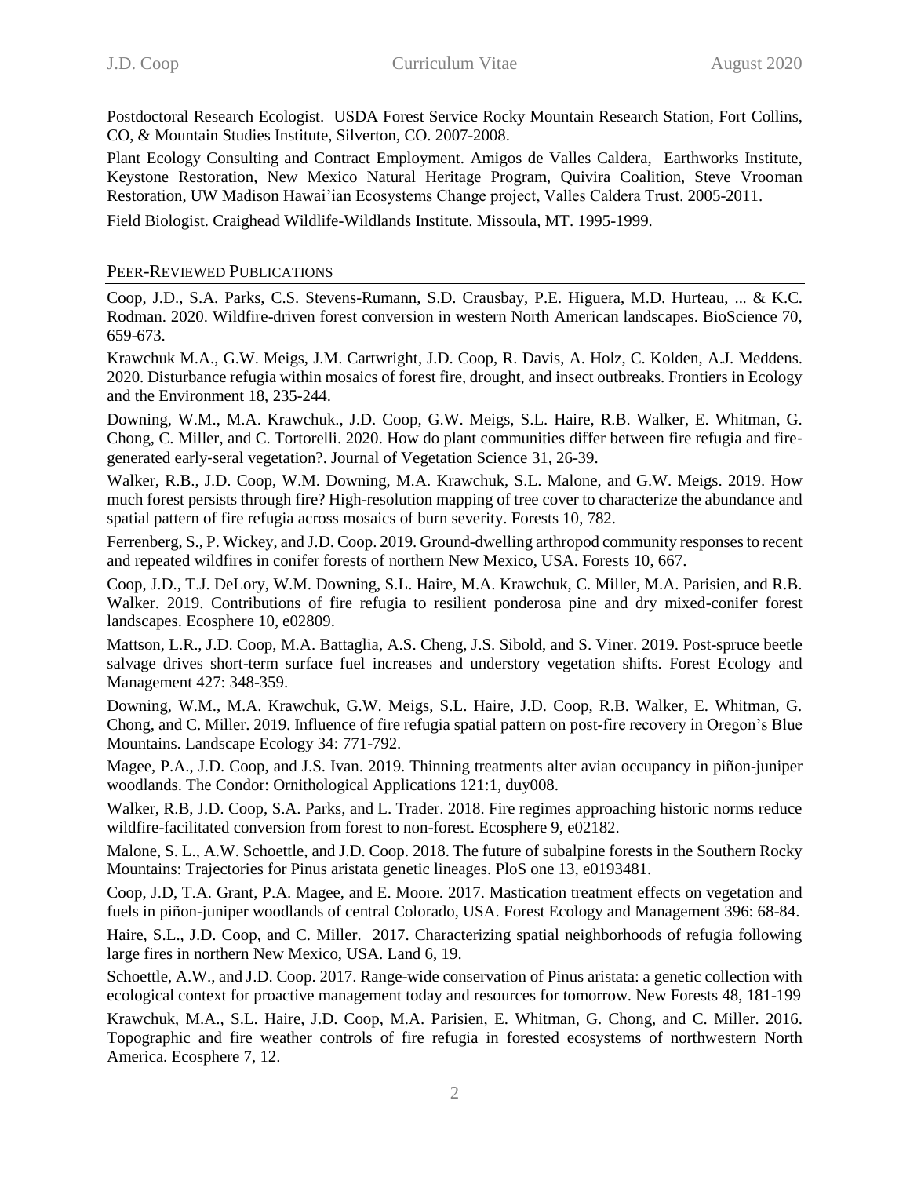Postdoctoral Research Ecologist. USDA Forest Service Rocky Mountain Research Station, Fort Collins, CO, & Mountain Studies Institute, Silverton, CO. 2007-2008.

Plant Ecology Consulting and Contract Employment. Amigos de Valles Caldera, Earthworks Institute, Keystone Restoration, New Mexico Natural Heritage Program, Quivira Coalition, Steve Vrooman Restoration, UW Madison Hawai'ian Ecosystems Change project, Valles Caldera Trust. 2005-2011.

Field Biologist. Craighead Wildlife-Wildlands Institute. Missoula, MT. 1995-1999.

## Peer-Reviewed Publications

Coop, J.D., S.A. Parks, C.S. Stevens-Rumann, S.D. Crausbay, P.E. Higuera, M.D. Hurteau, ... & K.C. Rodman. 2020. Wildfire-driven forest conversion in western North American landscapes. BioScience 70, 659-673.

Krawchuk M.A., G.W. Meigs, J.M. Cartwright, J.D. Coop, R. Davis, A. Holz, C. Kolden, A.J. Meddens. 2020. Disturbance refugia within mosaics of forest fire, drought, and insect outbreaks. Frontiers in Ecology and the Environment 18, 235-244.

Downing, W.M., M.A. Krawchuk., J.D. Coop, G.W. Meigs, S.L. Haire, R.B. Walker, E. Whitman, G. Chong, C. Miller, and C. Tortorelli. 2020. How do plant communities differ between fire refugia and fire-generated early-seral vegetation?. Journal of Vegetation Science 31, 26-39.

Walker, R.B., J.D. Coop, W.M. Downing, M.A. Krawchuk, S.L. Malone, and G.W. Meigs. 2019. How much forest persists through fire? High-resolution mapping of tree cover to characterize the abundance and spatial pattern of fire refugia across mosaics of burn severity. Forests 10, 782.

Ferrenberg, S., P. Wickey, and J.D. Coop. 2019. Ground-dwelling arthropod community responses to recent and repeated wildfires in conifer forests of northern New Mexico, USA. Forests 10, 667.

Coop, J.D., T.J. DeLory, W.M. Downing, S.L. Haire, M.A. Krawchuk, C. Miller, M.A. Parisien, and R.B. Walker. 2019. Contributions of fire refugia to resilient ponderosa pine and dry mixed-conifer forest landscapes. Ecosphere 10, e02809.

Mattson, L.R., J.D. Coop, M.A. Battaglia, A.S. Cheng, J.S. Sibold, and S. Viner. 2019. Post-spruce beetle salvage drives short-term surface fuel increases and understory vegetation shifts. Forest Ecology and Management 427: 348-359.

Downing, W.M., M.A. Krawchuk, G.W. Meigs, S.L. Haire, J.D. Coop, R.B. Walker, E. Whitman, G. Chong, and C. Miller. 2019. Influence of fire refugia spatial pattern on post-fire recovery in Oregon's Blue Mountains. Landscape Ecology 34: 771-792.

Magee, P.A., J.D. Coop, and J.S. Ivan. 2019. Thinning treatments alter avian occupancy in piñon-juniper woodlands. The Condor: Ornithological Applications 121:1, duy008.

Walker, R.B, J.D. Coop, S.A. Parks, and L. Trader. 2018. Fire regimes approaching historic norms reduce wildfire-facilitated conversion from forest to non-forest. Ecosphere 9, e02182.

Malone, S. L., A.W. Schoettle, and J.D. Coop. 2018. The future of subalpine forests in the Southern Rocky Mountains: Trajectories for Pinus aristata genetic lineages. PloS one 13, e0193481.

Coop, J.D, T.A. Grant, P.A. Magee, and E. Moore. 2017. Mastication treatment effects on vegetation and fuels in piñon-juniper woodlands of central Colorado, USA. Forest Ecology and Management 396: 68-84.

Haire, S.L., J.D. Coop, and C. Miller. 2017. Characterizing spatial neighborhoods of refugia following large fires in northern New Mexico, USA. Land 6, 19.

Schoettle, A.W., and J.D. Coop. 2017. Range-wide conservation of Pinus aristata: a genetic collection with ecological context for proactive management today and resources for tomorrow. New Forests 48, 181-199

Krawchuk, M.A., S.L. Haire, J.D. Coop, M.A. Parisien, E. Whitman, G. Chong, and C. Miller. 2016. Topographic and fire weather controls of fire refugia in forested ecosystems of northwestern North America. Ecosphere 7, 12.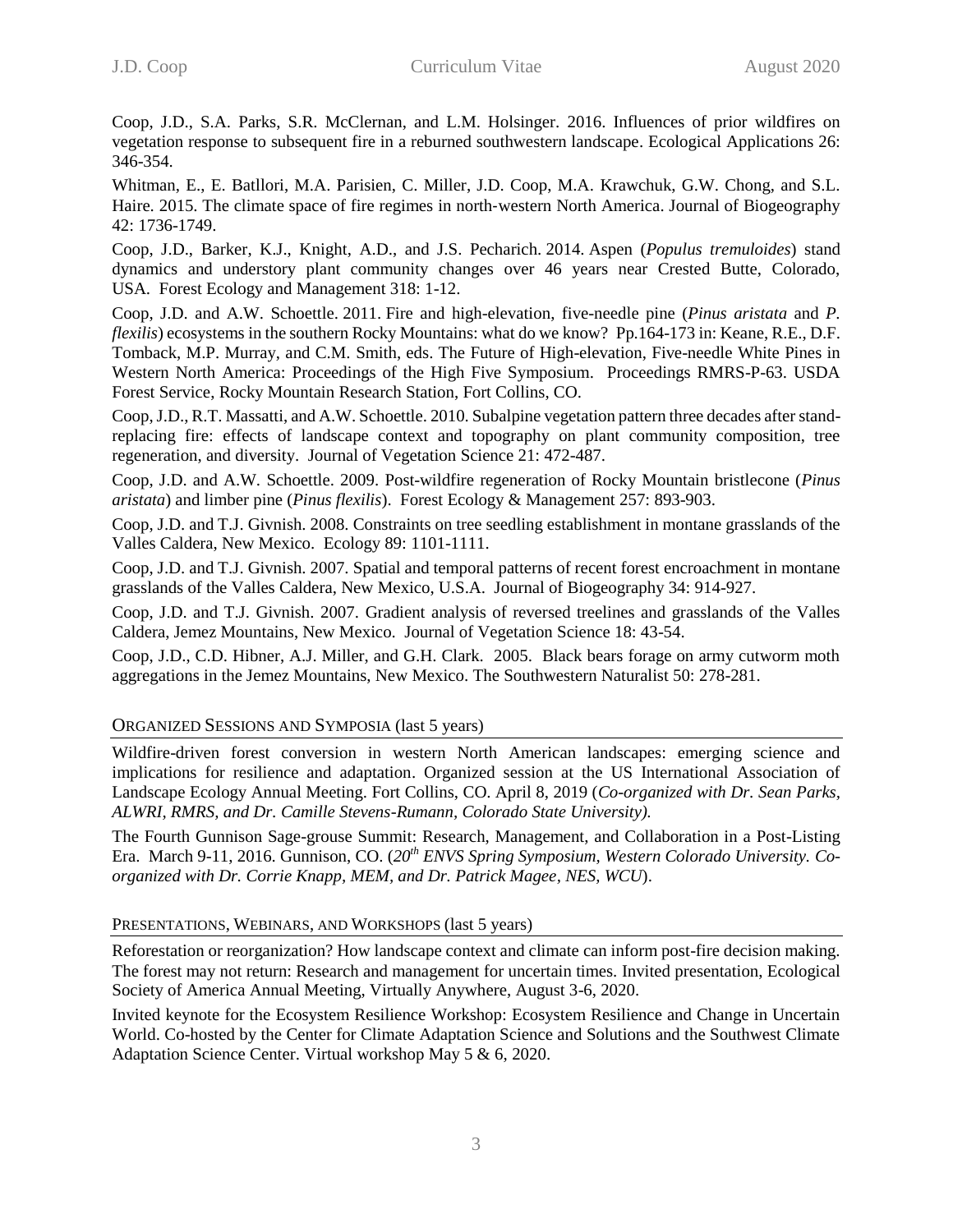Coop, J.D., S.A. Parks, S.R. McClernan, and L.M. Holsinger. 2016. Influences of prior wildfires on vegetation response to subsequent fire in a reburned southwestern landscape. Ecological Applications 26: 346-354.

Whitman, E., E. Batllori, M.A. Parisien, C. Miller, J.D. Coop, M.A. Krawchuk, G.W. Chong, and S.L. Haire. 2015. The climate space of fire regimes in north-western North America. Journal of Biogeography 42: 1736-1749.

Coop, J.D., Barker, K.J., Knight, A.D., and J.S. Pecharich. 2014. Aspen (*Populus tremuloides*) stand dynamics and understory plant community changes over 46 years near Crested Butte, Colorado, USA. Forest Ecology and Management 318: 1-12.

Coop, J.D. and A.W. Schoettle. 2011. Fire and high-elevation, five-needle pine (*Pinus aristata* and *P. flexilis*) ecosystems in the southern Rocky Mountains: what do we know? Pp.164-173 in: Keane, R.E., D.F. Tomback, M.P. Murray, and C.M. Smith, eds. The Future of High-elevation, Five-needle White Pines in Western North America: Proceedings of the High Five Symposium. Proceedings RMRS-P-63. USDA Forest Service, Rocky Mountain Research Station, Fort Collins, CO.

Coop, J.D., R.T. Massatti, and A.W. Schoettle. 2010. Subalpine vegetation pattern three decades after stand-replacing fire: effects of landscape context and topography on plant community composition, tree regeneration, and diversity. Journal of Vegetation Science 21: 472-487.

Coop, J.D. and A.W. Schoettle. 2009. Post-wildfire regeneration of Rocky Mountain bristlecone (*Pinus aristata*) and limber pine (*Pinus flexilis*). Forest Ecology & Management 257: 893-903.

Coop, J.D. and T.J. Givnish. 2008. Constraints on tree seedling establishment in montane grasslands of the Valles Caldera, New Mexico. Ecology 89: 1101-1111.

Coop, J.D. and T.J. Givnish. 2007. Spatial and temporal patterns of recent forest encroachment in montane grasslands of the Valles Caldera, New Mexico, U.S.A. Journal of Biogeography 34: 914-927.

Coop, J.D. and T.J. Givnish. 2007. Gradient analysis of reversed treelines and grasslands of the Valles Caldera, Jemez Mountains, New Mexico. Journal of Vegetation Science 18: 43-54.

Coop, J.D., C.D. Hibner, A.J. Miller, and G.H. Clark. 2005. Black bears forage on army cutworm moth aggregations in the Jemez Mountains, New Mexico. The Southwestern Naturalist 50: 278-281.

## Organized Sessions and Symposia (last 5 years)

Wildfire-driven forest conversion in western North American landscapes: emerging science and implications for resilience and adaptation. Organized session at the US International Association of Landscape Ecology Annual Meeting. Fort Collins, CO. April 8, 2019 (*Co-organized with Dr. Sean Parks, ALWRI, RMRS, and Dr. Camille Stevens-Rumann, Colorado State University).*

The Fourth Gunnison Sage-grouse Summit: Research, Management, and Collaboration in a Post-Listing Era. March 9-11, 2016. Gunnison, CO. (*20th ENVS Spring Symposium, Western Colorado University. Co-organized with Dr. Corrie Knapp, MEM, and Dr. Patrick Magee, NES, WCU*).

## Presentations, Webinars, and Workshops (last 5 years)

Reforestation or reorganization? How landscape context and climate can inform post-fire decision making. The forest may not return: Research and management for uncertain times. Invited presentation, Ecological Society of America Annual Meeting, Virtually Anywhere, August 3-6, 2020.

Invited keynote for the Ecosystem Resilience Workshop: Ecosystem Resilience and Change in Uncertain World. Co-hosted by the Center for Climate Adaptation Science and Solutions and the Southwest Climate Adaptation Science Center. Virtual workshop May 5 & 6, 2020.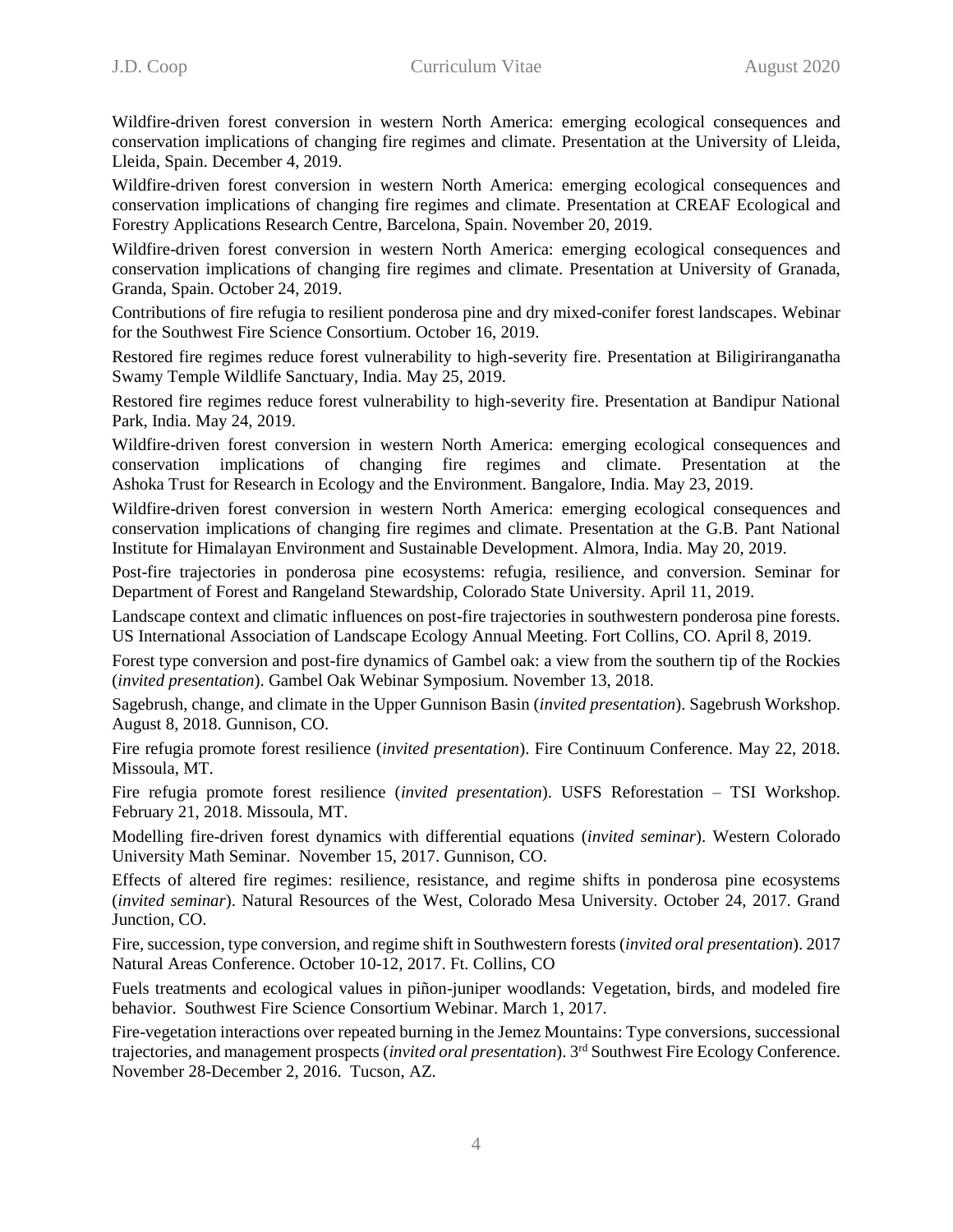Wildfire-driven forest conversion in western North America: emerging ecological consequences and conservation implications of changing fire regimes and climate. Presentation at the University of Lleida, Lleida, Spain. December 4, 2019.

Wildfire-driven forest conversion in western North America: emerging ecological consequences and conservation implications of changing fire regimes and climate. Presentation at CREAF Ecological and Forestry Applications Research Centre, Barcelona, Spain. November 20, 2019.

Wildfire-driven forest conversion in western North America: emerging ecological consequences and conservation implications of changing fire regimes and climate. Presentation at University of Granada, Granda, Spain. October 24, 2019.

Contributions of fire refugia to resilient ponderosa pine and dry mixed-conifer forest landscapes. Webinar for the Southwest Fire Science Consortium. October 16, 2019.

Restored fire regimes reduce forest vulnerability to high-severity fire. Presentation at Biligiriranganatha Swamy Temple Wildlife Sanctuary, India. May 25, 2019.

Restored fire regimes reduce forest vulnerability to high-severity fire. Presentation at Bandipur National Park, India. May 24, 2019.

Wildfire-driven forest conversion in western North America: emerging ecological consequences and conservation implications of changing fire regimes and climate. Presentation at the Ashoka Trust for Research in Ecology and the Environment. Bangalore, India. May 23, 2019.

Wildfire-driven forest conversion in western North America: emerging ecological consequences and conservation implications of changing fire regimes and climate. Presentation at the G.B. Pant National Institute for Himalayan Environment and Sustainable Development. Almora, India. May 20, 2019.

Post-fire trajectories in ponderosa pine ecosystems: refugia, resilience, and conversion. Seminar for Department of Forest and Rangeland Stewardship, Colorado State University. April 11, 2019.

Landscape context and climatic influences on post-fire trajectories in southwestern ponderosa pine forests. US International Association of Landscape Ecology Annual Meeting. Fort Collins, CO. April 8, 2019.

Forest type conversion and post-fire dynamics of Gambel oak: a view from the southern tip of the Rockies (*invited presentation*). Gambel Oak Webinar Symposium. November 13, 2018.

Sagebrush, change, and climate in the Upper Gunnison Basin (*invited presentation*). Sagebrush Workshop. August 8, 2018. Gunnison, CO.

Fire refugia promote forest resilience (*invited presentation*). Fire Continuum Conference. May 22, 2018. Missoula, MT.

Fire refugia promote forest resilience (*invited presentation*). USFS Reforestation – TSI Workshop. February 21, 2018. Missoula, MT.

Modelling fire-driven forest dynamics with differential equations (*invited seminar*). Western Colorado University Math Seminar. November 15, 2017. Gunnison, CO.

Effects of altered fire regimes: resilience, resistance, and regime shifts in ponderosa pine ecosystems (*invited seminar*). Natural Resources of the West, Colorado Mesa University. October 24, 2017. Grand Junction, CO.

Fire, succession, type conversion, and regime shift in Southwestern forests (*invited oral presentation*). 2017 Natural Areas Conference. October 10-12, 2017. Ft. Collins, CO

Fuels treatments and ecological values in piñon-juniper woodlands: Vegetation, birds, and modeled fire behavior. Southwest Fire Science Consortium Webinar. March 1, 2017.

Fire-vegetation interactions over repeated burning in the Jemez Mountains: Type conversions, successional trajectories, and management prospects (*invited oral presentation*). 3rd Southwest Fire Ecology Conference. November 28-December 2, 2016. Tucson, AZ.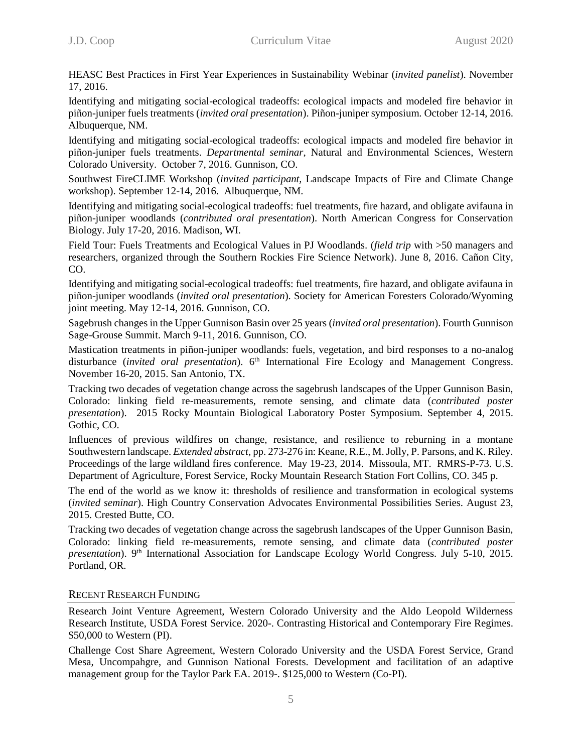HEASC Best Practices in First Year Experiences in Sustainability Webinar (*invited panelist*). November 17, 2016.

Identifying and mitigating social-ecological tradeoffs: ecological impacts and modeled fire behavior in piñon-juniper fuels treatments (*invited oral presentation*). Piñon-juniper symposium. October 12-14, 2016. Albuquerque, NM.

Identifying and mitigating social-ecological tradeoffs: ecological impacts and modeled fire behavior in piñon-juniper fuels treatments. *Departmental seminar*, Natural and Environmental Sciences, Western Colorado University. October 7, 2016. Gunnison, CO.

Southwest FireCLIME Workshop (*invited participant*, Landscape Impacts of Fire and Climate Change workshop). September 12-14, 2016. Albuquerque, NM.

Identifying and mitigating social-ecological tradeoffs: fuel treatments, fire hazard, and obligate avifauna in piñon-juniper woodlands (*contributed oral presentation*). North American Congress for Conservation Biology. July 17-20, 2016. Madison, WI.

Field Tour: Fuels Treatments and Ecological Values in PJ Woodlands. (*field trip* with >50 managers and researchers, organized through the Southern Rockies Fire Science Network). June 8, 2016. Cañon City, CO.

Identifying and mitigating social-ecological tradeoffs: fuel treatments, fire hazard, and obligate avifauna in piñon-juniper woodlands (*invited oral presentation*). Society for American Foresters Colorado/Wyoming joint meeting. May 12-14, 2016. Gunnison, CO.

Sagebrush changes in the Upper Gunnison Basin over 25 years (*invited oral presentation*). Fourth Gunnison Sage-Grouse Summit. March 9-11, 2016. Gunnison, CO.

Mastication treatments in piñon-juniper woodlands: fuels, vegetation, and bird responses to a no-analog disturbance (*invited oral presentation*). 6th International Fire Ecology and Management Congress. November 16-20, 2015. San Antonio, TX.

Tracking two decades of vegetation change across the sagebrush landscapes of the Upper Gunnison Basin, Colorado: linking field re-measurements, remote sensing, and climate data (*contributed poster presentation*). 2015 Rocky Mountain Biological Laboratory Poster Symposium. September 4, 2015. Gothic, CO.

Influences of previous wildfires on change, resistance, and resilience to reburning in a montane Southwestern landscape. *Extended abstract*, pp. 273-276 in: Keane, R.E., M. Jolly, P. Parsons, and K. Riley. Proceedings of the large wildland fires conference. May 19-23, 2014. Missoula, MT. RMRS-P-73. U.S. Department of Agriculture, Forest Service, Rocky Mountain Research Station Fort Collins, CO. 345 p.

The end of the world as we know it: thresholds of resilience and transformation in ecological systems (*invited seminar*). High Country Conservation Advocates Environmental Possibilities Series. August 23, 2015. Crested Butte, CO.

Tracking two decades of vegetation change across the sagebrush landscapes of the Upper Gunnison Basin, Colorado: linking field re-measurements, remote sensing, and climate data (*contributed poster presentation*). 9th International Association for Landscape Ecology World Congress. July 5-10, 2015. Portland, OR.

## Recent Research Funding

Research Joint Venture Agreement, Western Colorado University and the Aldo Leopold Wilderness Research Institute, USDA Forest Service. 2020-. Contrasting Historical and Contemporary Fire Regimes. $50,000 to Western (PI).

Challenge Cost Share Agreement, Western Colorado University and the USDA Forest Service, Grand Mesa, Uncompahgre, and Gunnison National Forests. Development and facilitation of an adaptive management group for the Taylor Park EA. 2019-. $125,000 to Western (Co-PI).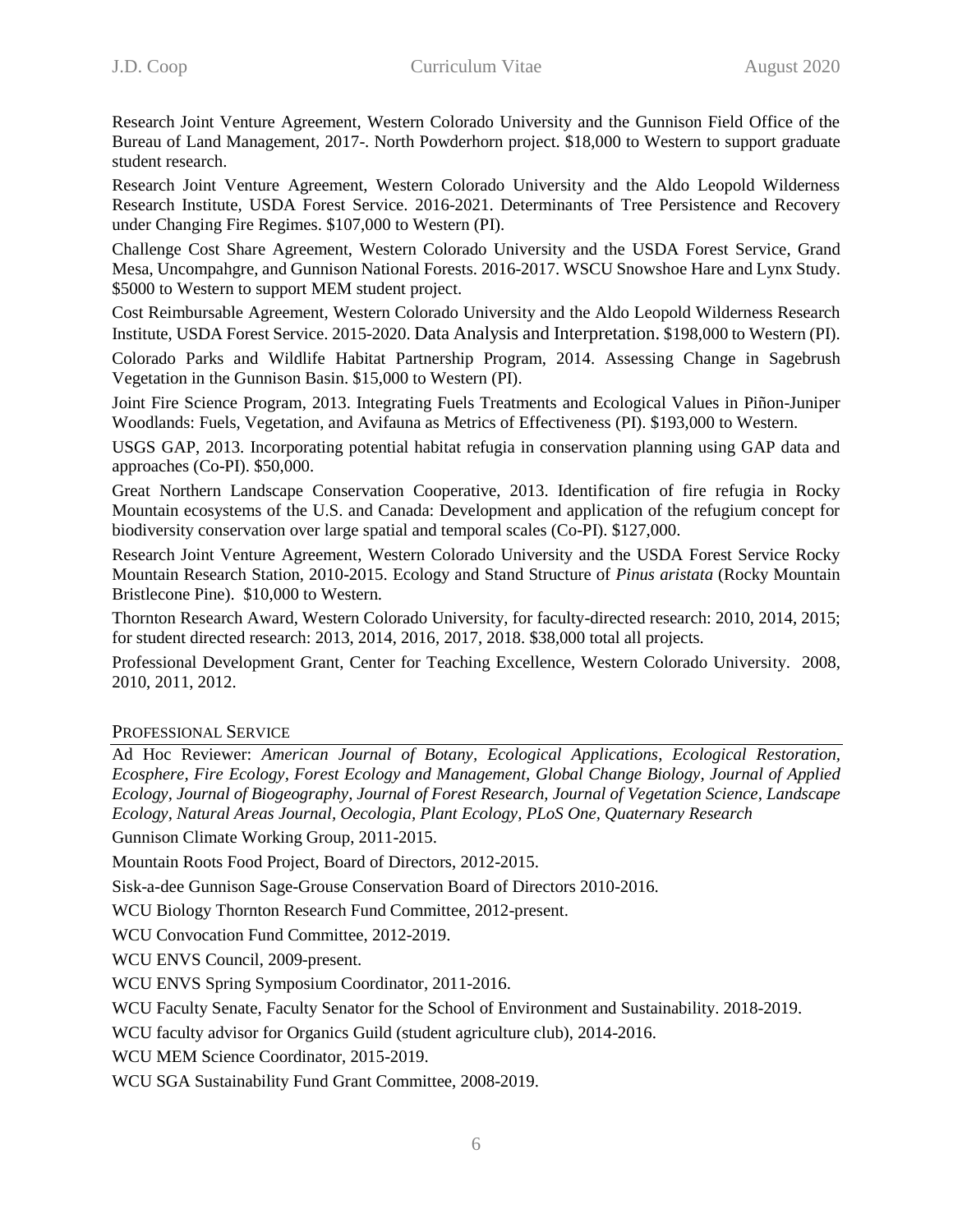Research Joint Venture Agreement, Western Colorado University and the Gunnison Field Office of the Bureau of Land Management, 2017-. North Powderhorn project. $18,000 to Western to support graduate student research.

Research Joint Venture Agreement, Western Colorado University and the Aldo Leopold Wilderness Research Institute, USDA Forest Service. 2016-2021. Determinants of Tree Persistence and Recovery under Changing Fire Regimes. $107,000 to Western (PI).

Challenge Cost Share Agreement, Western Colorado University and the USDA Forest Service, Grand Mesa, Uncompahgre, and Gunnison National Forests. 2016-2017. WSCU Snowshoe Hare and Lynx Study. $5000 to Western to support MEM student project.

Cost Reimbursable Agreement, Western Colorado University and the Aldo Leopold Wilderness Research Institute, USDA Forest Service. 2015-2020. Data Analysis and Interpretation. $198,000 to Western (PI).

Colorado Parks and Wildlife Habitat Partnership Program, 2014. Assessing Change in Sagebrush Vegetation in the Gunnison Basin. $15,000 to Western (PI).

Joint Fire Science Program, 2013. Integrating Fuels Treatments and Ecological Values in Piñon-Juniper Woodlands: Fuels, Vegetation, and Avifauna as Metrics of Effectiveness (PI). $193,000 to Western.

USGS GAP, 2013. Incorporating potential habitat refugia in conservation planning using GAP data and approaches (Co-PI). $50,000.

Great Northern Landscape Conservation Cooperative, 2013. Identification of fire refugia in Rocky Mountain ecosystems of the U.S. and Canada: Development and application of the refugium concept for biodiversity conservation over large spatial and temporal scales (Co-PI). $127,000.

Research Joint Venture Agreement, Western Colorado University and the USDA Forest Service Rocky Mountain Research Station, 2010-2015. Ecology and Stand Structure of *Pinus aristata* (Rocky Mountain Bristlecone Pine). $10,000 to Western.

Thornton Research Award, Western Colorado University, for faculty-directed research: 2010, 2014, 2015; for student directed research: 2013, 2014, 2016, 2017, 2018. $38,000 total all projects.

Professional Development Grant, Center for Teaching Excellence, Western Colorado University. 2008, 2010, 2011, 2012.

## Professional Service

Ad Hoc Reviewer: *American Journal of Botany, Ecological Applications, Ecological Restoration, Ecosphere, Fire Ecology, Forest Ecology and Management, Global Change Biology, Journal of Applied Ecology, Journal of Biogeography, Journal of Forest Research, Journal of Vegetation Science, Landscape Ecology, Natural Areas Journal, Oecologia, Plant Ecology, PLoS One, Quaternary Research*

Gunnison Climate Working Group, 2011-2015.

Mountain Roots Food Project, Board of Directors, 2012-2015.

Sisk-a-dee Gunnison Sage-Grouse Conservation Board of Directors 2010-2016.

WCU Biology Thornton Research Fund Committee, 2012-present.

WCU Convocation Fund Committee, 2012-2019.

WCU ENVS Council, 2009-present.

WCU ENVS Spring Symposium Coordinator, 2011-2016.

WCU Faculty Senate, Faculty Senator for the School of Environment and Sustainability. 2018-2019.

WCU faculty advisor for Organics Guild (student agriculture club), 2014-2016.

WCU MEM Science Coordinator, 2015-2019.

WCU SGA Sustainability Fund Grant Committee, 2008-2019.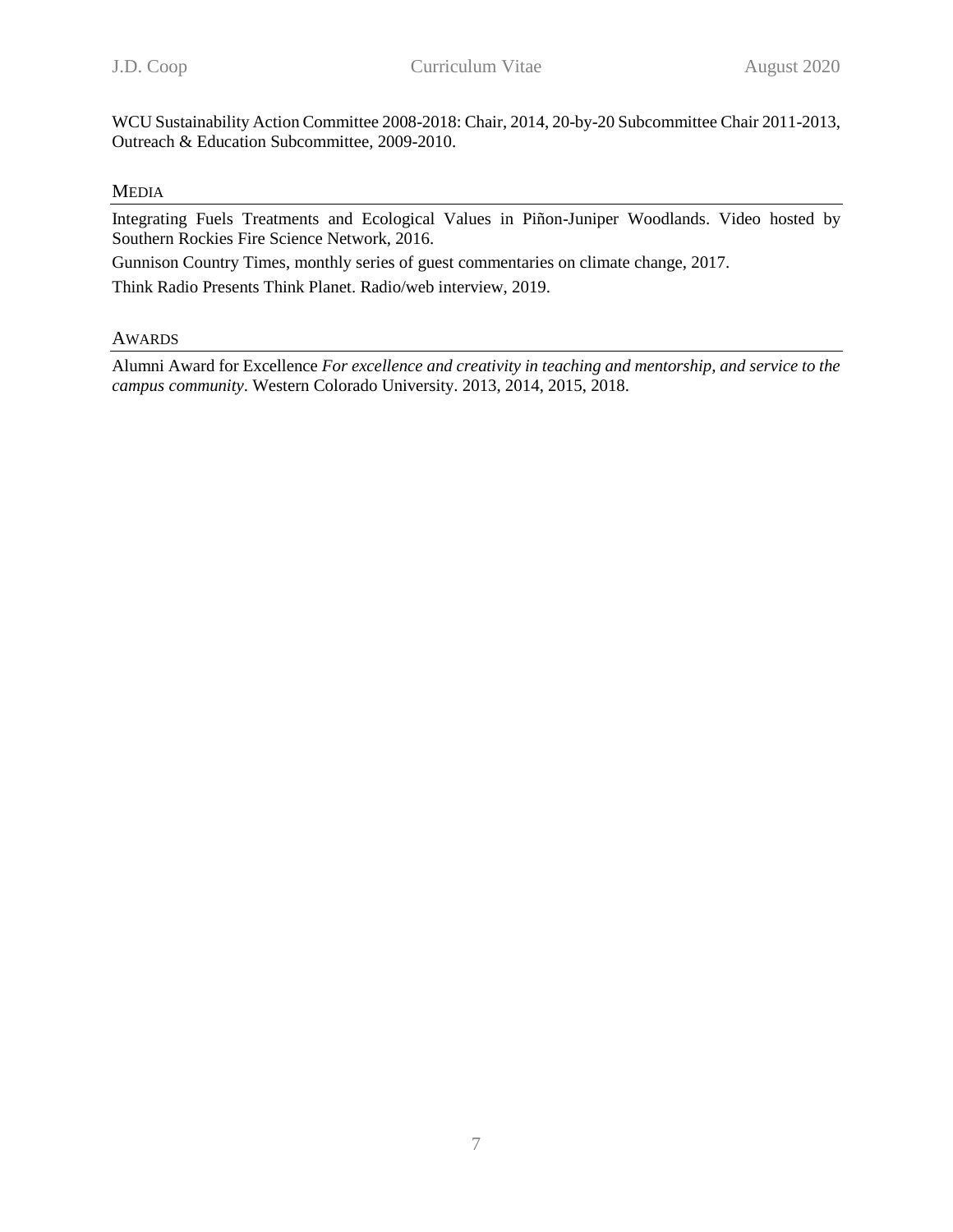WCU Sustainability Action Committee 2008-2018: Chair, 2014, 20-by-20 Subcommittee Chair 2011-2013, Outreach & Education Subcommittee, 2009-2010.

## Media

Integrating Fuels Treatments and Ecological Values in Piñon-Juniper Woodlands. Video hosted by Southern Rockies Fire Science Network, 2016.

Gunnison Country Times, monthly series of guest commentaries on climate change, 2017.

Think Radio Presents Think Planet. Radio/web interview, 2019.

## Awards

Alumni Award for Excellence *For excellence and creativity in teaching and mentorship, and service to the campus community*. Western Colorado University. 2013, 2014, 2015, 2018.